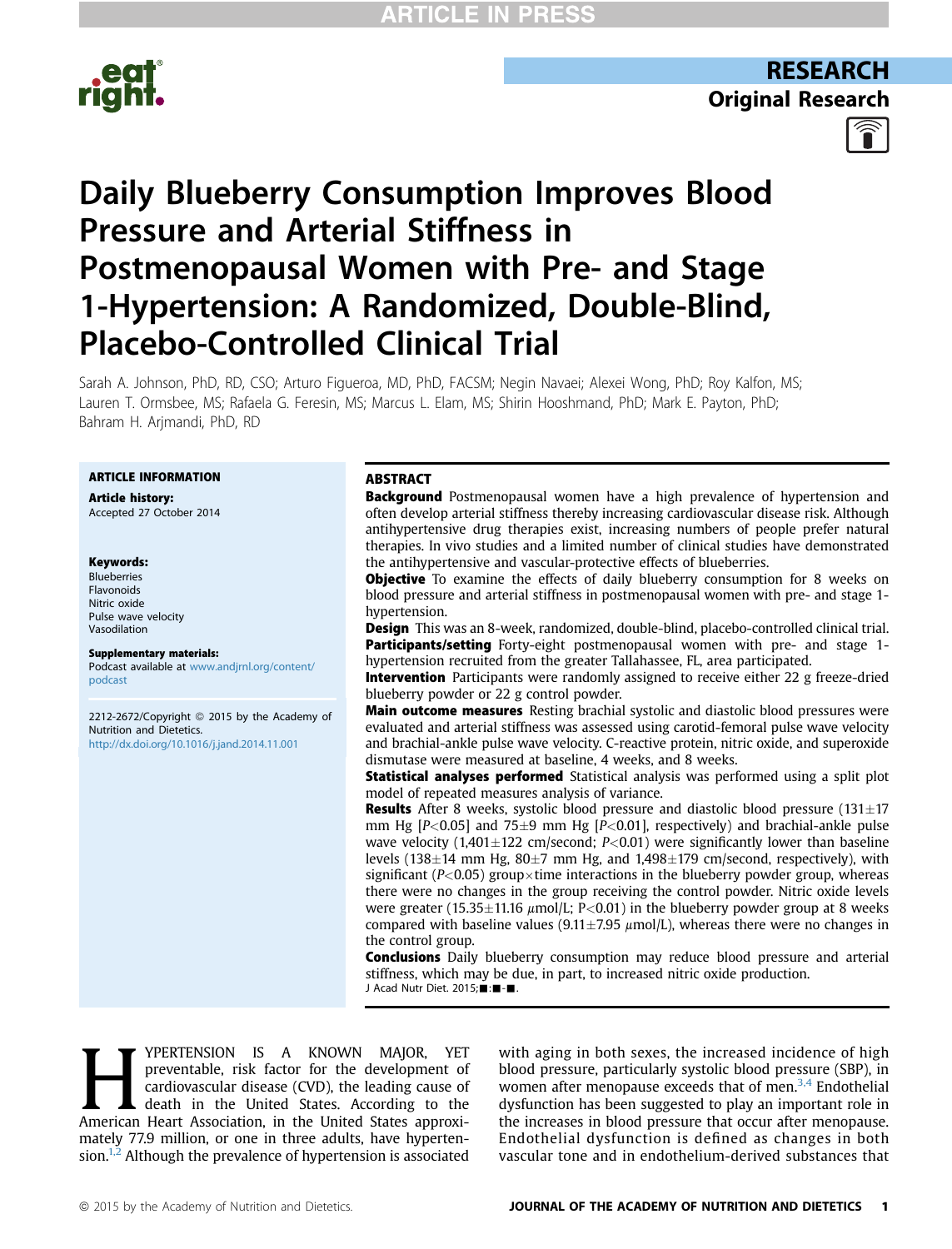RESEARCH

Original Research

# Daily Blueberry Consumption Improves Blood Pressure and Arterial Stiffness in Postmenopausal Women with Pre- and Stage 1-Hypertension: A Randomized, Double-Blind, Placebo-Controlled Clinical Trial

Sarah A. Johnson, PhD, RD, CSO; Arturo Figueroa, MD, PhD, FACSM; Negin Navaei; Alexei Wong, PhD; Roy Kalfon, MS; Lauren T. Ormsbee, MS; Rafaela G. Feresin, MS; Marcus L. Elam, MS; Shirin Hooshmand, PhD; Mark E. Payton, PhD; Bahram H. Arjmandi, PhD, RD

**ARTICLE INFORMATION**

**Article history:**
Accepted 27 October 2014

**Keywords:**
Blueberries
Flavonoids
Nitric oxide
Pulse wave velocity
Vasodilation

**Supplementary materials:**
Podcast available at www.andjrnl.org/content/podcast

2212-2672/Copyright © 2015 by the Academy of Nutrition and Dietetics.
http://dx.doi.org/10.1016/j.jand.2014.11.001

## ABSTRACT

**Background** Postmenopausal women have a high prevalence of hypertension and often develop arterial stiffness thereby increasing cardiovascular disease risk. Although antihypertensive drug therapies exist, increasing numbers of people prefer natural therapies. In vivo studies and a limited number of clinical studies have demonstrated the antihypertensive and vascular-protective effects of blueberries.

**Objective** To examine the effects of daily blueberry consumption for 8 weeks on blood pressure and arterial stiffness in postmenopausal women with pre- and stage 1-hypertension.

**Design** This was an 8-week, randomized, double-blind, placebo-controlled clinical trial.

**Participants/setting** Forty-eight postmenopausal women with pre- and stage 1-hypertension recruited from the greater Tallahassee, FL, area participated.

**Intervention** Participants were randomly assigned to receive either 22 g freeze-dried blueberry powder or 22 g control powder.

**Main outcome measures** Resting brachial systolic and diastolic blood pressures were evaluated and arterial stiffness was assessed using carotid-femoral pulse wave velocity and brachial-ankle pulse wave velocity. C-reactive protein, nitric oxide, and superoxide dismutase were measured at baseline, 4 weeks, and 8 weeks.

**Statistical analyses performed** Statistical analysis was performed using a split plot model of repeated measures analysis of variance.

**Results** After 8 weeks, systolic blood pressure and diastolic blood pressure ($131\pm17$ mm Hg [$P<0.05$] and $75\pm9$ mm Hg [$P<0.01$], respectively) and brachial-ankle pulse wave velocity ($1{,}401\pm122$ cm/second; $P<0.01$) were significantly lower than baseline levels ($138\pm14$ mm Hg, $80\pm7$ mm Hg, and $1{,}498\pm179$ cm/second, respectively), with significant ($P<0.05$) group$\times$time interactions in the blueberry powder group, whereas there were no changes in the group receiving the control powder. Nitric oxide levels were greater ($15.35\pm11.16$ $\mu$mol/L; $P<0.01$) in the blueberry powder group at 8 weeks compared with baseline values ($9.11\pm7.95$ $\mu$mol/L), whereas there were no changes in the control group.

**Conclusions** Daily blueberry consumption may reduce blood pressure and arterial stiffness, which may be due, in part, to increased nitric oxide production.

J Acad Nutr Diet. 2015;■:■-■.

HYPERTENSION IS A KNOWN MAJOR, YET preventable, risk factor for the development of cardiovascular disease (CVD), the leading cause of death in the United States. According to the American Heart Association, approximately 77.9 million, or one in three adults, have hypertension.[1,2] Although the prevalence of hypertension is associated with aging in both sexes, the increased incidence of high blood pressure, particularly systolic blood pressure (SBP), in women after menopause exceeds that of men.[3,4] Endothelial dysfunction has been suggested to play an important role in the increases in blood pressure that occur after menopause. Endothelial dysfunction is defined as changes in both vascular tone and in endothelium-derived substances that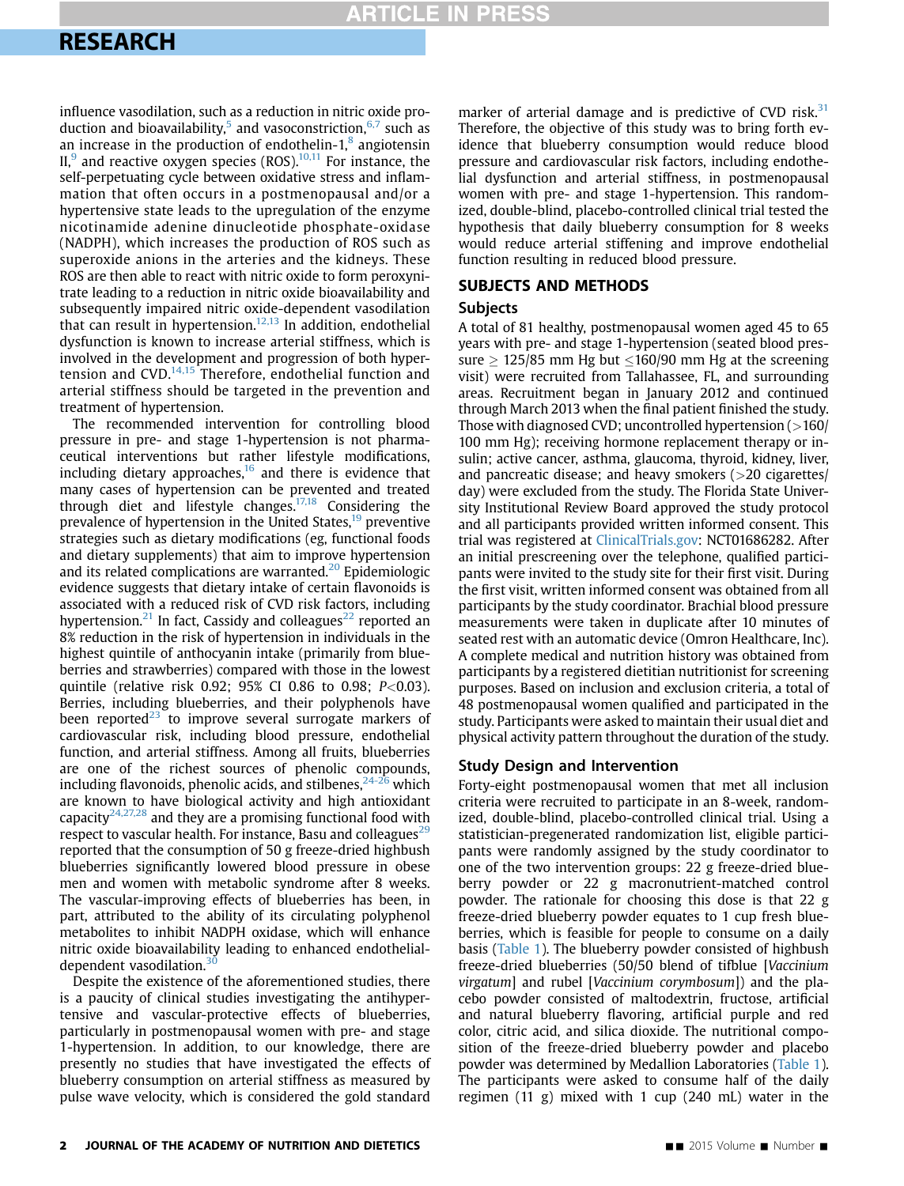influence vasodilation, such as a reduction in nitric oxide production and bioavailability,[5] and vasoconstriction,[6,7] such as an increase in the production of endothelin-1,[8] angiotensin II,[9] and reactive oxygen species (ROS).[10,11] For instance, the self-perpetuating cycle between oxidative stress and inflammation that often occurs in a postmenopausal and/or a hypertensive state leads to the upregulation of the enzyme nicotinamide adenine dinucleotide phosphate-oxidase (NADPH), which increases the production of ROS such as superoxide anions in the arteries and the kidneys. These ROS are then able to react with nitric oxide to form peroxynitrate leading to a reduction in nitric oxide bioavailability and subsequently impaired nitric oxide-dependent vasodilation that can result in hypertension.[12,13] In addition, endothelial dysfunction is known to increase arterial stiffness, which is involved in the development and progression of both hypertension and CVD.[14,15] Therefore, endothelial function and arterial stiffness should be targeted in the prevention and treatment of hypertension.

The recommended intervention for controlling blood pressure in pre- and stage 1-hypertension is not pharmaceutical interventions but rather lifestyle modifications, including dietary approaches,[16] and there is evidence that many cases of hypertension can be prevented and treated through diet and lifestyle changes.[17,18] Considering the prevalence of hypertension in the United States,[19] preventive strategies such as dietary modifications (eg, functional foods and dietary supplements) that aim to improve hypertension and its related complications are warranted.[20] Epidemiologic evidence suggests that dietary intake of certain flavonoids is associated with a reduced risk of CVD risk factors, including hypertension.[21] In fact, Cassidy and colleagues[22] reported an 8% reduction in the risk of hypertension in individuals in the highest quintile of anthocyanin intake (primarily from blueberries and strawberries) compared with those in the lowest quintile (relative risk 0.92; 95% CI 0.86 to 0.98; $P<0.03$). Berries, including blueberries, and their polyphenols have been reported[23] to improve several surrogate markers of cardiovascular risk, including blood pressure, endothelial function, and arterial stiffness. Among all fruits, blueberries are one of the richest sources of phenolic compounds, including flavonoids, phenolic acids, and stilbenes,[24-26] which are known to have biological activity and high antioxidant capacity[24,27,28] and they are a promising functional food with respect to vascular health. For instance, Basu and colleagues[29] reported that the consumption of 50 g freeze-dried highbush blueberries significantly lowered blood pressure in obese men and women with metabolic syndrome after 8 weeks. The vascular-improving effects of blueberries has been, in part, attributed to the ability of its circulating polyphenol metabolites to inhibit NADPH oxidase, which will enhance nitric oxide bioavailability leading to enhanced endothelial-dependent vasodilation.[30]

Despite the existence of the aforementioned studies, there is a paucity of clinical studies investigating the antihypertensive and vascular-protective effects of blueberries, particularly in postmenopausal women with pre- and stage 1-hypertension. In addition, to our knowledge, there are presently no studies that have investigated the effects of blueberry consumption on arterial stiffness as measured by pulse wave velocity, which is considered the gold standard marker of arterial damage and is predictive of CVD risk.[31] Therefore, the objective of this study was to bring forth evidence that blueberry consumption would reduce blood pressure and cardiovascular risk factors, including endothelial dysfunction and arterial stiffness, in postmenopausal women with pre- and stage 1-hypertension. This randomized, double-blind, placebo-controlled clinical trial tested the hypothesis that daily blueberry consumption for 8 weeks would reduce arterial stiffening and improve endothelial function resulting in reduced blood pressure.

## SUBJECTS AND METHODS

### Subjects

A total of 81 healthy, postmenopausal women aged 45 to 65 years with pre- and stage 1-hypertension (seated blood pressure $\geq$ 125/85 mm Hg but $\leq$160/90 mm Hg at the screening visit) were recruited from Tallahassee, FL, and surrounding areas. Recruitment began in January 2012 and continued through March 2013 when the final patient finished the study. Those with diagnosed CVD; uncontrolled hypertension (>160/100 mm Hg); receiving hormone replacement therapy or insulin; active cancer, asthma, glaucoma, thyroid, kidney, liver, and pancreatic disease; and heavy smokers (>20 cigarettes/day) were excluded from the study. The Florida State University Institutional Review Board approved the study protocol and all participants provided written informed consent. This trial was registered at ClinicalTrials.gov: NCT01686282. After an initial prescreening over the telephone, qualified participants were invited to the study site for their first visit. During the first visit, written informed consent was obtained from all participants by the study coordinator. Brachial blood pressure measurements were taken in duplicate after 10 minutes of seated rest with an automatic device (Omron Healthcare, Inc). A complete medical and nutrition history was obtained from participants by a registered dietitian nutritionist for screening purposes. Based on inclusion and exclusion criteria, a total of 48 postmenopausal women qualified and participated in the study. Participants were asked to maintain their usual diet and physical activity pattern throughout the duration of the study.

### Study Design and Intervention

Forty-eight postmenopausal women that met all inclusion criteria were recruited to participate in an 8-week, randomized, double-blind, placebo-controlled clinical trial. Using a statistician-pregenerated randomization list, eligible participants were randomly assigned by the study coordinator to one of the two intervention groups: 22 g freeze-dried blueberry powder or 22 g macronutrient-matched control powder. The rationale for choosing this dose is that 22 g freeze-dried blueberry powder equates to 1 cup fresh blueberries, which is feasible for people to consume on a daily basis (Table 1). The blueberry powder consisted of highbush freeze-dried blueberries (50/50 blend of tifblue [*Vaccinium virgatum*] and rubel [*Vaccinium corymbosum*]) and the placebo powder consisted of maltodextrin, fructose, artificial and natural blueberry flavoring, artificial purple and red color, citric acid, and silica dioxide. The nutritional composition of the freeze-dried blueberry powder and placebo powder was determined by Medallion Laboratories (Table 1). The participants were asked to consume half of the daily regimen (11 g) mixed with 1 cup (240 mL) water in the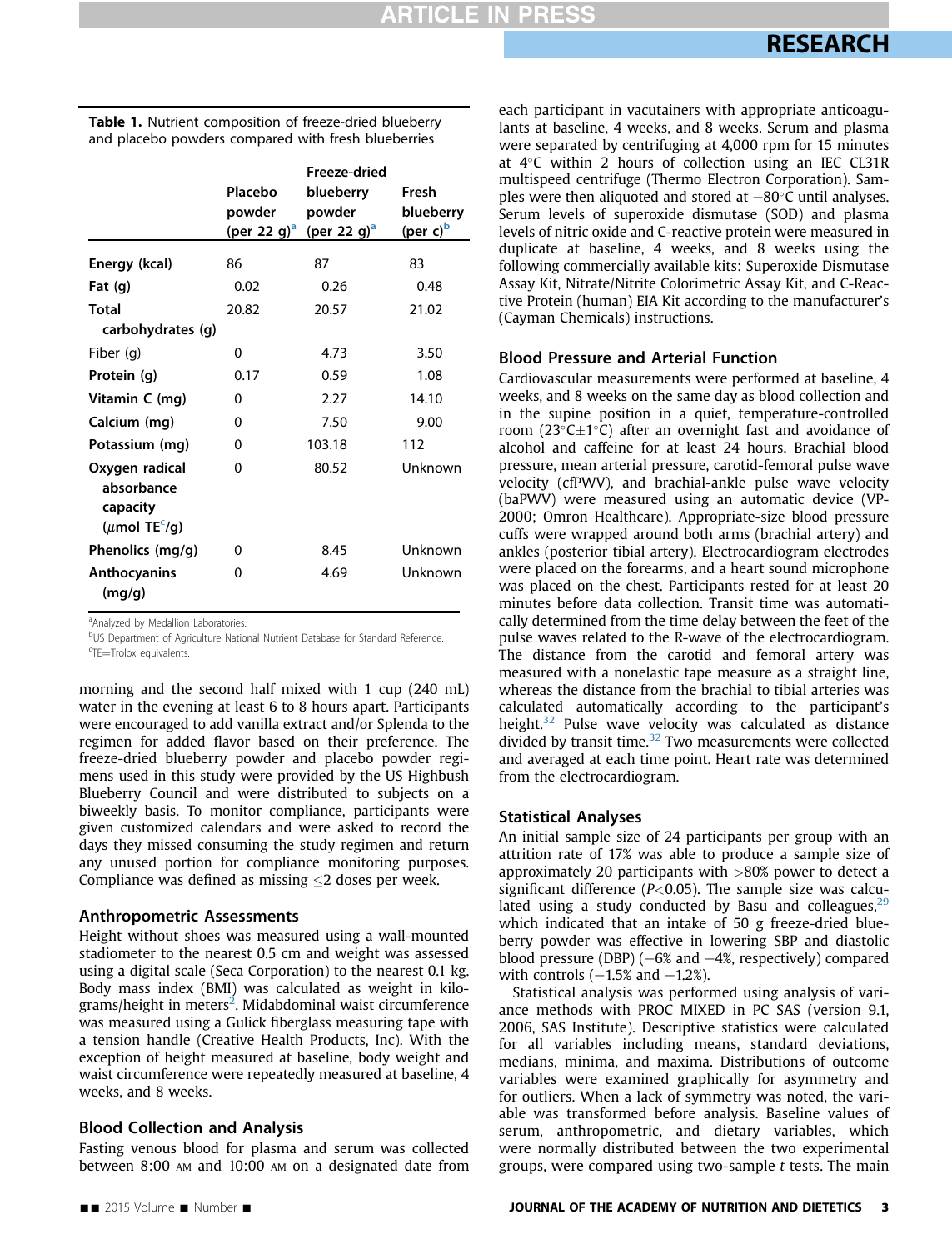**Table 1.** Nutrient composition of freeze-dried blueberry and placebo powders compared with fresh blueberries

| | Placebo powder (per 22 g)[a] | Freeze-dried blueberry powder (per 22 g)[a] | Fresh blueberry (per c)[b] |
|---|---|---|---|
| **Energy (kcal)** | 86 | 87 | 83 |
| **Fat (g)** | 0.02 | 0.26 | 0.48 |
| **Total carbohydrates (g)** | 20.82 | 20.57 | 21.02 |
| Fiber (g) | 0 | 4.73 | 3.50 |
| **Protein (g)** | 0.17 | 0.59 | 1.08 |
| **Vitamin C (mg)** | 0 | 2.27 | 14.10 |
| **Calcium (mg)** | 0 | 7.50 | 9.00 |
| **Potassium (mg)** | 0 | 103.18 | 112 |
| **Oxygen radical absorbance capacity ($\mu$mol TE[c]/g)** | 0 | 80.52 | Unknown |
| **Phenolics (mg/g)** | 0 | 8.45 | Unknown |
| **Anthocyanins (mg/g)** | 0 | 4.69 | Unknown |

[a]Analyzed by Medallion Laboratories.
[b]US Department of Agriculture National Nutrient Database for Standard Reference.
[c]TE=Trolox equivalents.

morning and the second half mixed with 1 cup (240 mL) water in the evening at least 6 to 8 hours apart. Participants were encouraged to add vanilla extract and/or Splenda to the regimen for added flavor based on their preference. The freeze-dried blueberry powder and placebo powder regimens used in this study were provided by the US Highbush Blueberry Council and were distributed to subjects on a biweekly basis. To monitor compliance, participants were given customized calendars and were asked to record the days they missed consuming the study regimen and return any unused portion for compliance monitoring purposes. Compliance was defined as missing ≤2 doses per week.

## Anthropometric Assessments

Height without shoes was measured using a wall-mounted stadiometer to the nearest 0.5 cm and weight was assessed using a digital scale (Seca Corporation) to the nearest 0.1 kg. Body mass index (BMI) was calculated as weight in kilograms/height in meters$^2$. Midabdominal waist circumference was measured using a Gulick fiberglass measuring tape with a tension handle (Creative Health Products, Inc). With the exception of height measured at baseline, body weight and waist circumference were repeatedly measured at baseline, 4 weeks, and 8 weeks.

## Blood Collection and Analysis

Fasting venous blood for plasma and serum was collected between 8:00 AM and 10:00 AM on a designated date from each participant in vacutainers with appropriate anticoagulants at baseline, 4 weeks, and 8 weeks. Serum and plasma were separated by centrifuging at 4,000 rpm for 15 minutes at 4°C within 2 hours of collection using an IEC CL31R multispeed centrifuge (Thermo Electron Corporation). Samples were then aliquoted and stored at −80°C until analyses. Serum levels of superoxide dismutase (SOD) and plasma levels of nitric oxide and C-reactive protein were measured in duplicate at baseline, 4 weeks, and 8 weeks using the following commercially available kits: Superoxide Dismutase Assay Kit, Nitrate/Nitrite Colorimetric Assay Kit, and C-Reactive Protein (human) EIA Kit according to the manufacturer's (Cayman Chemicals) instructions.

## Blood Pressure and Arterial Function

Cardiovascular measurements were performed at baseline, 4 weeks, and 8 weeks on the same day as blood collection and in the supine position in a quiet, temperature-controlled room (23°C±1°C) after an overnight fast and avoidance of alcohol and caffeine for at least 24 hours. Brachial blood pressure, mean arterial pressure, carotid-femoral pulse wave velocity (cfPWV), and brachial-ankle pulse wave velocity (baPWV) were measured using an automatic device (VP-2000; Omron Healthcare). Appropriate-size blood pressure cuffs were wrapped around both arms (brachial artery) and ankles (posterior tibial artery). Electrocardiogram electrodes were placed on the forearms, and a heart sound microphone was placed on the chest. Participants rested for at least 20 minutes before data collection. Transit time was automatically determined from the time delay between the feet of the pulse waves related to the R-wave of the electrocardiogram. The distance from the carotid and femoral artery was measured with a nonelastic tape measure as a straight line, whereas the distance from the brachial to tibial arteries was calculated automatically according to the participant's height.[32] Pulse wave velocity was calculated as distance divided by transit time.[32] Two measurements were collected and averaged at each time point. Heart rate was determined from the electrocardiogram.

## Statistical Analyses

An initial sample size of 24 participants per group with an attrition rate of 17% was able to produce a sample size of approximately 20 participants with >80% power to detect a significant difference ($P$<0.05). The sample size was calculated using a study conducted by Basu and colleagues,[29] which indicated that an intake of 50 g freeze-dried blueberry powder was effective in lowering SBP and diastolic blood pressure (DBP) (−6% and −4%, respectively) compared with controls (−1.5% and −1.2%).

Statistical analysis was performed using analysis of variance methods with PROC MIXED in PC SAS (version 9.1, 2006, SAS Institute). Descriptive statistics were calculated for all variables including means, standard deviations, medians, minima, and maxima. Distributions of outcome variables were examined graphically for asymmetry and for outliers. When a lack of symmetry was noted, the variable was transformed before analysis. Baseline values of serum, anthropometric, and dietary variables, which were normally distributed between the two experimental groups, were compared using two-sample $t$ tests. The main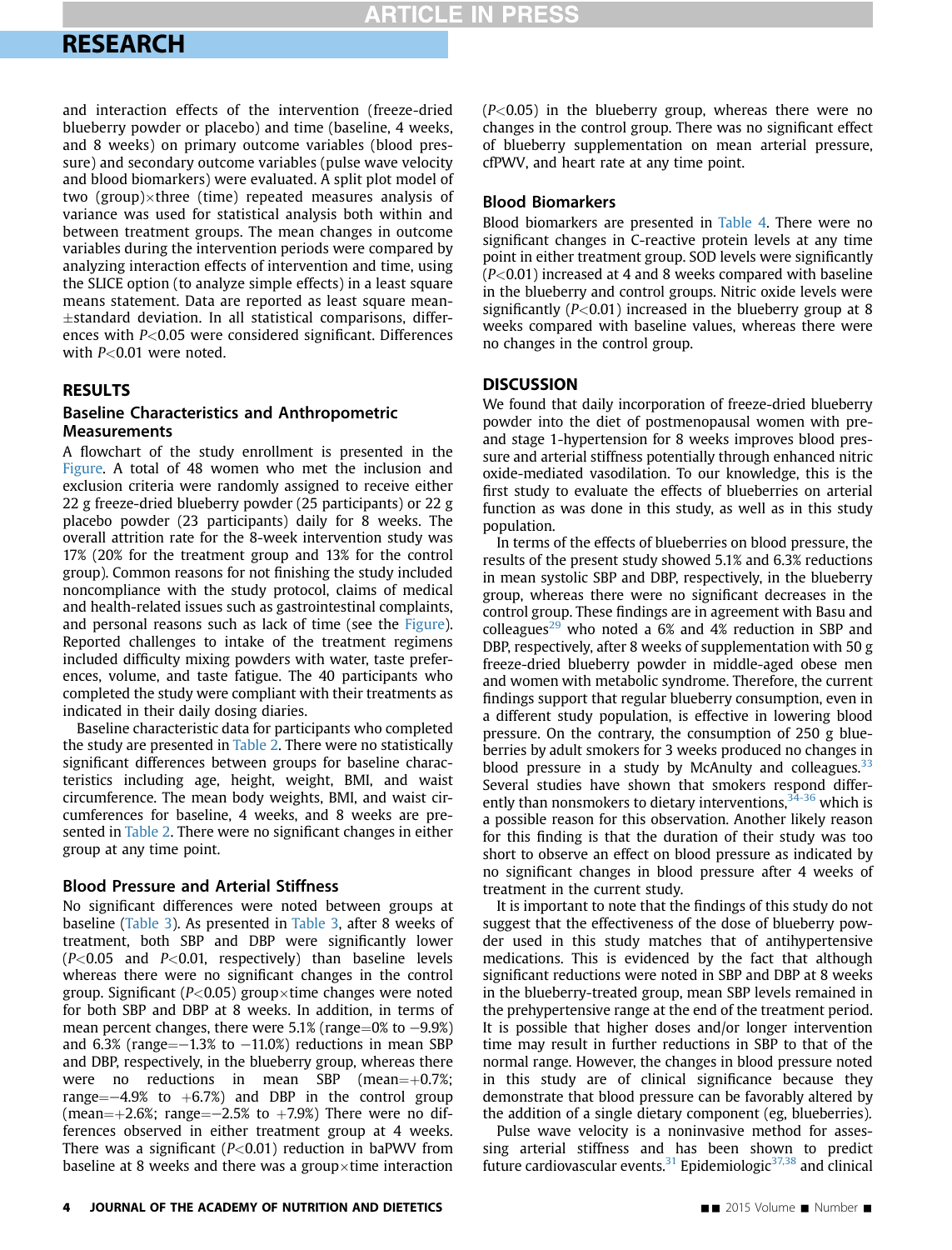and interaction effects of the intervention (freeze-dried blueberry powder or placebo) and time (baseline, 4 weeks, and 8 weeks) on primary outcome variables (blood pressure) and secondary outcome variables (pulse wave velocity and blood biomarkers) were evaluated. A split plot model of two (group)×three (time) repeated measures analysis of variance was used for statistical analysis both within and between treatment groups. The mean changes in outcome variables during the intervention periods were compared by analyzing interaction effects of intervention and time, using the SLICE option (to analyze simple effects) in a least square means statement. Data are reported as least square mean±standard deviation. In all statistical comparisons, differences with $P<0.05$ were considered significant. Differences with $P<0.01$ were noted.

## RESULTS

### Baseline Characteristics and Anthropometric Measurements

A flowchart of the study enrollment is presented in the Figure. A total of 48 women who met the inclusion and exclusion criteria were randomly assigned to receive either 22 g freeze-dried blueberry powder (25 participants) or 22 g placebo powder (23 participants) daily for 8 weeks. The overall attrition rate for the 8-week intervention study was 17% (20% for the treatment group and 13% for the control group). Common reasons for not finishing the study included noncompliance with the study protocol, claims of medical and health-related issues such as gastrointestinal complaints, and personal reasons such as lack of time (see the Figure). Reported challenges to intake of the treatment regimens included difficulty mixing powders with water, taste preferences, volume, and taste fatigue. The 40 participants who completed the study were compliant with their treatments as indicated in their daily dosing diaries.

Baseline characteristic data for participants who completed the study are presented in Table 2. There were no statistically significant differences between groups for baseline characteristics including age, height, weight, BMI, and waist circumference. The mean body weights, BMI, and waist circumferences for baseline, 4 weeks, and 8 weeks are presented in Table 2. There were no significant changes in either group at any time point.

### Blood Pressure and Arterial Stiffness

No significant differences were noted between groups at baseline (Table 3). As presented in Table 3, after 8 weeks of treatment, both SBP and DBP were significantly lower ($P<0.05$ and $P<0.01$, respectively) than baseline levels whereas there were no significant changes in the control group. Significant ($P<0.05$) group×time changes were noted for both SBP and DBP at 8 weeks. In addition, in terms of mean percent changes, there were 5.1% (range=0% to −9.9%) and 6.3% (range=−1.3% to −11.0%) reductions in mean SBP and DBP, respectively, in the blueberry group, whereas there were no reductions in mean SBP (mean=+0.7%; range=−4.9% to +6.7%) and DBP in the control group (mean=+2.6%; range=−2.5% to +7.9%) There were no differences observed in either treatment group at 4 weeks. There was a significant ($P<0.01$) reduction in baPWV from baseline at 8 weeks and there was a group×time interaction ($P<0.05$) in the blueberry group, whereas there were no changes in the control group. There was no significant effect of blueberry supplementation on mean arterial pressure, cfPWV, and heart rate at any time point.

### Blood Biomarkers

Blood biomarkers are presented in Table 4. There were no significant changes in C-reactive protein levels at any time point in either treatment group. SOD levels were significantly ($P<0.01$) increased at 4 and 8 weeks compared with baseline in the blueberry and control groups. Nitric oxide levels were significantly ($P<0.01$) increased in the blueberry group at 8 weeks compared with baseline values, whereas there were no changes in the control group.

## DISCUSSION

We found that daily incorporation of freeze-dried blueberry powder into the diet of postmenopausal women with pre- and stage 1-hypertension for 8 weeks improves blood pressure and arterial stiffness potentially through enhanced nitric oxide-mediated vasodilation. To our knowledge, this is the first study to evaluate the effects of blueberries on arterial function as was done in this study, as well as in this study population.

In terms of the effects of blueberries on blood pressure, the results of the present study showed 5.1% and 6.3% reductions in mean systolic SBP and DBP, respectively, in the blueberry group, whereas there were no significant decreases in the control group. These findings are in agreement with Basu and colleagues[29] who noted a 6% and 4% reduction in SBP and DBP, respectively, after 8 weeks of supplementation with 50 g freeze-dried blueberry powder in middle-aged obese men and women with metabolic syndrome. Therefore, the current findings support that regular blueberry consumption, even in a different study population, is effective in lowering blood pressure. On the contrary, the consumption of 250 g blueberries by adult smokers for 3 weeks produced no changes in blood pressure in a study by McAnulty and colleagues.[33] Several studies have shown that smokers respond differently than nonsmokers to dietary interventions,[34-36] which is a possible reason for this observation. Another likely reason for this finding is that the duration of their study was too short to observe an effect on blood pressure as indicated by no significant changes in blood pressure after 4 weeks of treatment in the current study.

It is important to note that the findings of this study do not suggest that the effectiveness of the dose of blueberry powder used in this study matches that of antihypertensive medications. This is evidenced by the fact that although significant reductions were noted in SBP and DBP at 8 weeks in the blueberry-treated group, mean SBP levels remained in the prehypertensive range at the end of the treatment period. It is possible that higher doses and/or longer intervention time may result in further reductions in SBP to that of the normal range. However, the changes in blood pressure noted in this study are of clinical significance because they demonstrate that blood pressure can be favorably altered by the addition of a single dietary component (eg, blueberries).

Pulse wave velocity is a noninvasive method for assessing arterial stiffness and has been shown to predict future cardiovascular events.[31] Epidemiologic[37,38] and clinical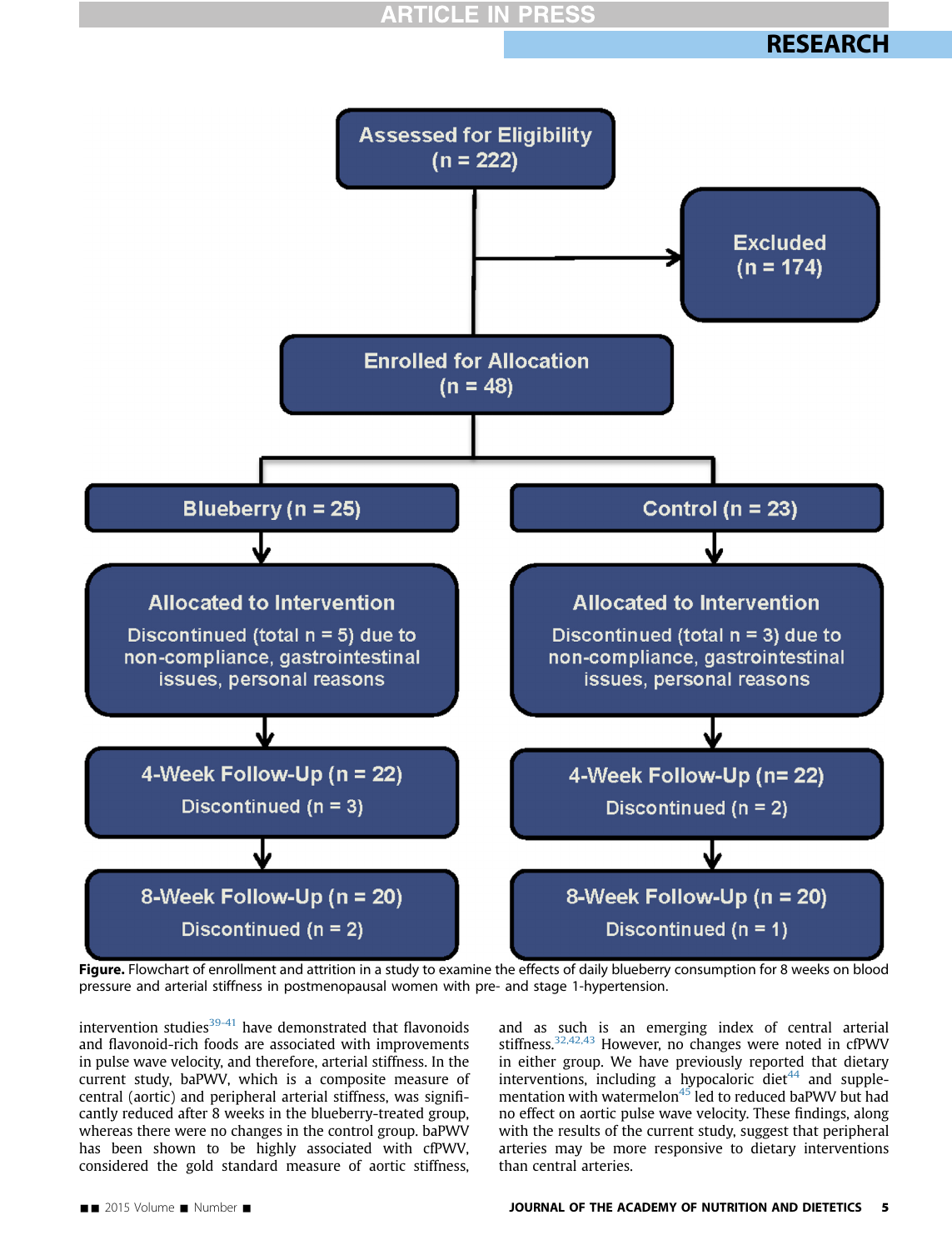Assessed for Eligibility (n = 222)

Excluded (n = 174)

Enrolled for Allocation (n = 48)

| Blueberry (n = 25) | Control (n = 23) |
| --- | --- |
| Allocated to Intervention<br>Discontinued (total n = 5) due to non-compliance, gastrointestinal issues, personal reasons | Allocated to Intervention<br>Discontinued (total n = 3) due to non-compliance, gastrointestinal issues, personal reasons |
| 4-Week Follow-Up (n = 22)<br>Discontinued (n = 3) | 4-Week Follow-Up (n= 22)<br>Discontinued (n = 2) |
| 8-Week Follow-Up (n = 20)<br>Discontinued (n = 2) | 8-Week Follow-Up (n = 20)<br>Discontinued (n = 1) |

**Figure.** Flowchart of enrollment and attrition in a study to examine the effects of daily blueberry consumption for 8 weeks on blood pressure and arterial stiffness in postmenopausal women with pre- and stage 1-hypertension.

intervention studies[39-41] have demonstrated that flavonoids and flavonoid-rich foods are associated with improvements in pulse wave velocity, and therefore, arterial stiffness. In the current study, baPWV, which is a composite measure of central (aortic) and peripheral arterial stiffness, was significantly reduced after 8 weeks in the blueberry-treated group, whereas there were no changes in the control group. baPWV has been shown to be highly associated with cfPWV, considered the gold standard measure of aortic stiffness, and as such is an emerging index of central arterial stiffness.[32,42,43] However, no changes were noted in cfPWV in either group. We have previously reported that dietary interventions, including a hypocaloric diet[44] and supplementation with watermelon[45] led to reduced baPWV but had no effect on aortic pulse wave velocity. These findings, along with the results of the current study, suggest that peripheral arteries may be more responsive to dietary interventions than central arteries.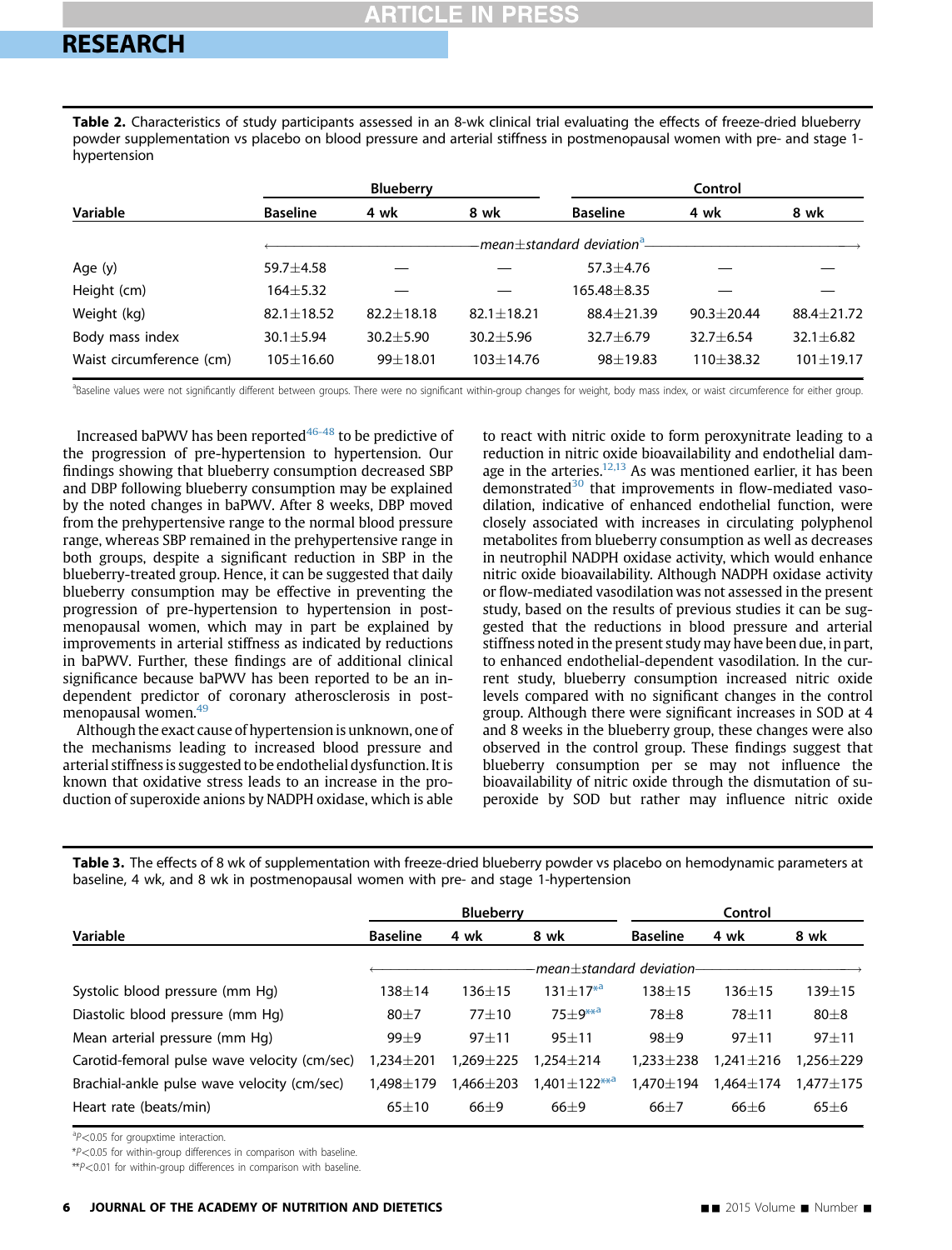**Table 2.** Characteristics of study participants assessed in an 8-wk clinical trial evaluating the effects of freeze-dried blueberry powder supplementation vs placebo on blood pressure and arterial stiffness in postmenopausal women with pre- and stage 1-hypertension

| Variable | Blueberry | | | Control | | |
|---|---|---|---|---|---|---|
| | Baseline | 4 wk | 8 wk | Baseline | 4 wk | 8 wk |
| | ←——— mean±standard deviation[a] ———→ | | | | | |
| Age (y) | 59.7±4.58 | — | — | 57.3±4.76 | — | — |
| Height (cm) | 164±5.32 | — | — | 165.48±8.35 | — | — |
| Weight (kg) | 82.1±18.52 | 82.2±18.18 | 82.1±18.21 | 88.4±21.39 | 90.3±20.44 | 88.4±21.72 |
| Body mass index | 30.1±5.94 | 30.2±5.90 | 30.2±5.96 | 32.7±6.79 | 32.7±6.54 | 32.1±6.82 |
| Waist circumference (cm) | 105±16.60 | 99±18.01 | 103±14.76 | 98±19.83 | 110±38.32 | 101±19.17 |

[a]Baseline values were not significantly different between groups. There were no significant within-group changes for weight, body mass index, or waist circumference for either group.

Increased baPWV has been reported[46-48] to be predictive of the progression of pre-hypertension to hypertension. Our findings showing that blueberry consumption decreased SBP and DBP following blueberry consumption may be explained by the noted changes in baPWV. After 8 weeks, DBP moved from the prehypertensive range to the normal blood pressure range, whereas SBP remained in the prehypertensive range in both groups, despite a significant reduction in SBP in the blueberry-treated group. Hence, it can be suggested that daily blueberry consumption may be effective in preventing the progression of pre-hypertension to hypertension in postmenopausal women, which may in part be explained by improvements in arterial stiffness as indicated by reductions in baPWV. Further, these findings are of additional clinical significance because baPWV has been reported to be an independent predictor of coronary atherosclerosis in postmenopausal women.[49]

Although the exact cause of hypertension is unknown, one of the mechanisms leading to increased blood pressure and arterial stiffness is suggested to be endothelial dysfunction. It is known that oxidative stress leads to an increase in the production of superoxide anions by NADPH oxidase, which is able to react with nitric oxide to form peroxynitrate leading to a reduction in nitric oxide bioavailability and endothelial damage in the arteries.[12,13] As was mentioned earlier, it has been demonstrated[30] that improvements in flow-mediated vasodilation, indicative of enhanced endothelial function, were closely associated with increases in circulating polyphenol metabolites from blueberry consumption as well as decreases in neutrophil NADPH oxidase activity, which would enhance nitric oxide bioavailability. Although NADPH oxidase activity or flow-mediated vasodilation was not assessed in the present study, based on the results of previous studies it can be suggested that the reductions in blood pressure and arterial stiffness noted in the present study may have been due, in part, to enhanced endothelial-dependent vasodilation. In the current study, blueberry consumption increased nitric oxide levels compared with no significant changes in the control group. Although there were significant increases in SOD at 4 and 8 weeks in the blueberry group, these changes were also observed in the control group. These findings suggest that blueberry consumption per se may not influence the bioavailability of nitric oxide through the dismutation of superoxide by SOD but rather may influence nitric oxide

**Table 3.** The effects of 8 wk of supplementation with freeze-dried blueberry powder vs placebo on hemodynamic parameters at baseline, 4 wk, and 8 wk in postmenopausal women with pre- and stage 1-hypertension

| Variable | Blueberry | | | Control | | |
|---|---|---|---|---|---|---|
| | Baseline | 4 wk | 8 wk | Baseline | 4 wk | 8 wk |
| | ←——— mean±standard deviation ———→ | | | | | |
| Systolic blood pressure (mm Hg) | 138±14 | 136±15 | 131±17*[a] | 138±15 | 136±15 | 139±15 |
| Diastolic blood pressure (mm Hg) | 80±7 | 77±10 | 75±9**[a] | 78±8 | 78±11 | 80±8 |
| Mean arterial pressure (mm Hg) | 99±9 | 97±11 | 95±11 | 98±9 | 97±11 | 97±11 |
| Carotid-femoral pulse wave velocity (cm/sec) | 1,234±201 | 1,269±225 | 1,254±214 | 1,233±238 | 1,241±216 | 1,256±229 |
| Brachial-ankle pulse wave velocity (cm/sec) | 1,498±179 | 1,466±203 | 1,401±122**[a] | 1,470±194 | 1,464±174 | 1,477±175 |
| Heart rate (beats/min) | 65±10 | 66±9 | 66±9 | 66±7 | 66±6 | 65±6 |

[a]$P<0.05$ for group×time interaction.

*$P<0.05$ for within-group differences in comparison with baseline.

**$P<0.01$ for within-group differences in comparison with baseline.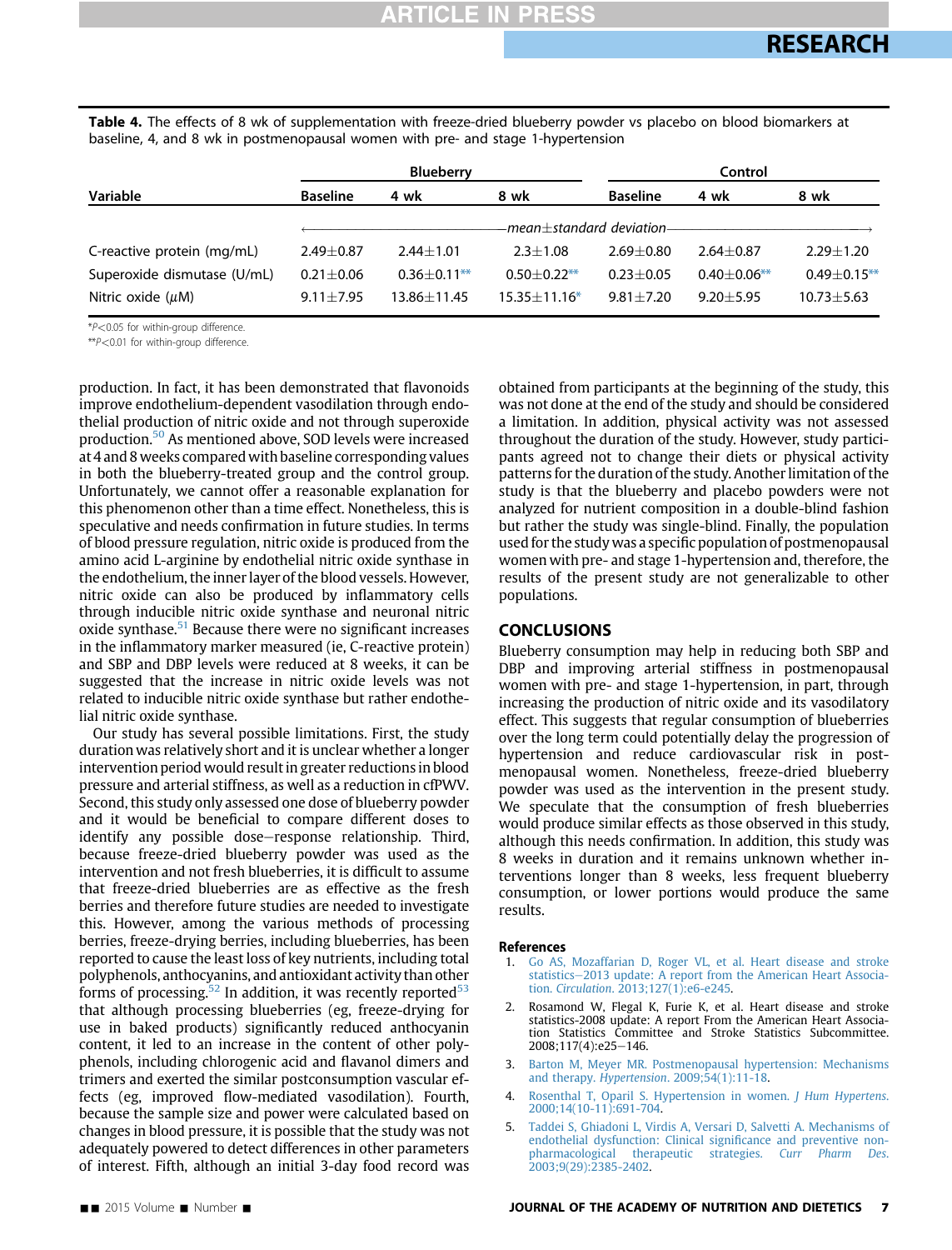**Table 4.** The effects of 8 wk of supplementation with freeze-dried blueberry powder vs placebo on blood biomarkers at baseline, 4, and 8 wk in postmenopausal women with pre- and stage 1-hypertension

| Variable | Blueberry | | | Control | | |
|---|---|---|---|---|---|---|
| | Baseline | 4 wk | 8 wk | Baseline | 4 wk | 8 wk |
| | mean±standard deviation | | | | | |
| C-reactive protein (mg/mL) | 2.49±0.87 | 2.44±1.01 | 2.3±1.08 | 2.69±0.80 | 2.64±0.87 | 2.29±1.20 |
| Superoxide dismutase (U/mL) | 0.21±0.06 | 0.36±0.11** | 0.50±0.22** | 0.23±0.05 | 0.40±0.06** | 0.49±0.15** |
| Nitric oxide ($\mu$M) | 9.11±7.95 | 13.86±11.45 | 15.35±11.16* | 9.81±7.20 | 9.20±5.95 | 10.73±5.63 |

*$P<0.05$ for within-group difference.
**$P<0.01$ for within-group difference.

production. In fact, it has been demonstrated that flavonoids improve endothelium-dependent vasodilation through endothelial production of nitric oxide and not through superoxide production.[50] As mentioned above, SOD levels were increased at 4 and 8 weeks compared with baseline corresponding values in both the blueberry-treated group and the control group. Unfortunately, we cannot offer a reasonable explanation for this phenomenon other than a time effect. Nonetheless, this is speculative and needs confirmation in future studies. In terms of blood pressure regulation, nitric oxide is produced from the amino acid L-arginine by endothelial nitric oxide synthase in the endothelium, the inner layer of the blood vessels. However, nitric oxide can also be produced by inflammatory cells through inducible nitric oxide synthase and neuronal nitric oxide synthase.[51] Because there were no significant increases in the inflammatory marker measured (ie, C-reactive protein) and SBP and DBP levels were reduced at 8 weeks, it can be suggested that the increase in nitric oxide levels was not related to inducible nitric oxide synthase but rather endothelial nitric oxide synthase.

Our study has several possible limitations. First, the study duration was relatively short and it is unclear whether a longer intervention period would result in greater reductions in blood pressure and arterial stiffness, as well as a reduction in cfPWV. Second, this study only assessed one dose of blueberry powder and it would be beneficial to compare different doses to identify any possible dose−response relationship. Third, because freeze-dried blueberry powder was used as the intervention and not fresh blueberries, it is difficult to assume that freeze-dried blueberries are as effective as the fresh berries and therefore future studies are needed to investigate this. However, among the various methods of processing berries, freeze-drying berries, including blueberries, has been reported to cause the least loss of key nutrients, including total polyphenols, anthocyanins, and antioxidant activity than other forms of processing.[52] In addition, it was recently reported[53] that although processing blueberries (eg, freeze-drying for use in baked products) significantly reduced anthocyanin content, it led to an increase in the content of other polyphenols, including chlorogenic acid and flavanol dimers and trimers and exerted the similar postconsumption vascular effects (eg, improved flow-mediated vasodilation). Fourth, because the sample size and power were calculated based on changes in blood pressure, it is possible that the study was not adequately powered to detect differences in other parameters of interest. Fifth, although an initial 3-day food record was obtained from participants at the beginning of the study, this was not done at the end of the study and should be considered a limitation. In addition, physical activity was not assessed throughout the duration of the study. However, study participants agreed not to change their diets or physical activity patterns for the duration of the study. Another limitation of the study is that the blueberry and placebo powders were not analyzed for nutrient composition in a double-blind fashion but rather the study was single-blind. Finally, the population used for the study was a specific population of postmenopausal women with pre- and stage 1-hypertension and, therefore, the results of the present study are not generalizable to other populations.

## CONCLUSIONS

Blueberry consumption may help in reducing both SBP and DBP and improving arterial stiffness in postmenopausal women with pre- and stage 1-hypertension, in part, through increasing the production of nitric oxide and its vasodilatory effect. This suggests that regular consumption of blueberries over the long term could potentially delay the progression of hypertension and reduce cardiovascular risk in postmenopausal women. Nonetheless, freeze-dried blueberry powder was used as the intervention in the present study. We speculate that the consumption of fresh blueberries would produce similar effects as those observed in this study, although this needs confirmation. In addition, this study was 8 weeks in duration and it remains unknown whether interventions longer than 8 weeks, less frequent blueberry consumption, or lower portions would produce the same results.

### References

1. Go AS, Mozaffarian D, Roger VL, et al. Heart disease and stroke statistics—2013 update: A report from the American Heart Association. *Circulation*. 2013;127(1):e6-e245.
2. Rosamond W, Flegal K, Furie K, et al. Heart disease and stroke statistics-2008 update: A report From the American Heart Association Statistics Committee and Stroke Statistics Subcommittee. 2008;117(4):e25−146.
3. Barton M, Meyer MR. Postmenopausal hypertension: Mechanisms and therapy. *Hypertension*. 2009;54(1):11-18.
4. Rosenthal T, Oparil S. Hypertension in women. *J Hum Hypertens*. 2000;14(10-11):691-704.
5. Taddei S, Ghiadoni L, Virdis A, Versari D, Salvetti A. Mechanisms of endothelial dysfunction: Clinical significance and preventive non-pharmacological therapeutic strategies. *Curr Pharm Des*. 2003;9(29):2385-2402.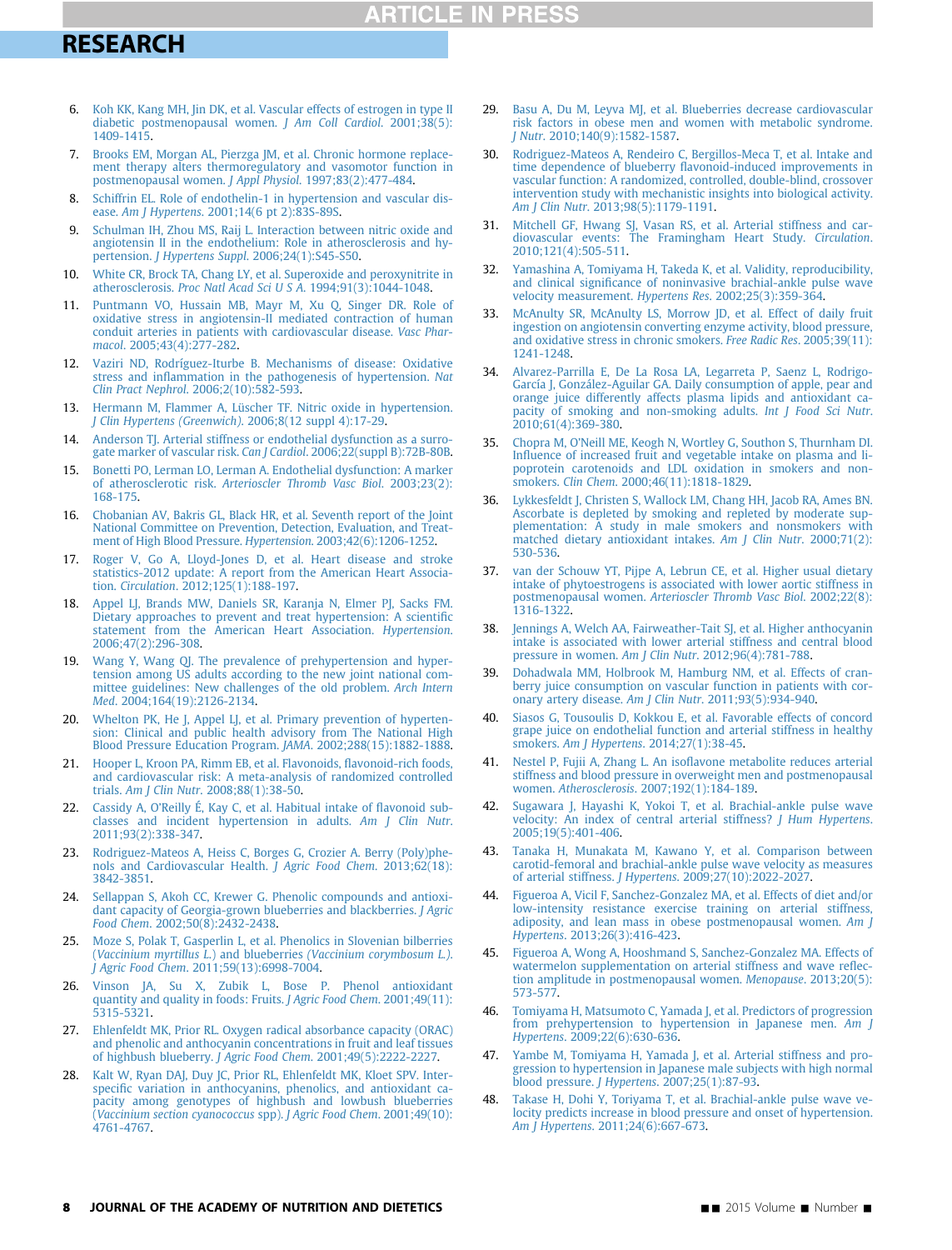6. Koh KK, Kang MH, Jin DK, et al. Vascular effects of estrogen in type II diabetic postmenopausal women. *J Am Coll Cardiol*. 2001;38(5):1409-1415.
7. Brooks EM, Morgan AL, Pierzga JM, et al. Chronic hormone replacement therapy alters thermoregulatory and vasomotor function in postmenopausal women. *J Appl Physiol*. 1997;83(2):477-484.
8. Schiffrin EL. Role of endothelin-1 in hypertension and vascular disease. *Am J Hypertens*. 2001;14(6 pt 2):83S-89S.
9. Schulman IH, Zhou MS, Raij L. Interaction between nitric oxide and angiotensin II in the endothelium: Role in atherosclerosis and hypertension. *J Hypertens Suppl*. 2006;24(1):S45-S50.
10. White CR, Brock TA, Chang LY, et al. Superoxide and peroxynitrite in atherosclerosis. *Proc Natl Acad Sci U S A*. 1994;91(3):1044-1048.
11. Puntmann VO, Hussain MB, Mayr M, Xu Q, Singer DR. Role of oxidative stress in angiotensin-II mediated contraction of human conduit arteries in patients with cardiovascular disease. *Vasc Pharmacol*. 2005;43(4):277-282.
12. Vaziri ND, Rodríguez-Iturbe B. Mechanisms of disease: Oxidative stress and inflammation in the pathogenesis of hypertension. *Nat Clin Pract Nephrol*. 2006;2(10):582-593.
13. Hermann M, Flammer A, Lüscher TF. Nitric oxide in hypertension. *J Clin Hypertens (Greenwich)*. 2006;8(12 suppl 4):17-29.
14. Anderson TJ. Arterial stiffness or endothelial dysfunction as a surrogate marker of vascular risk. *Can J Cardiol*. 2006;22(suppl B):72B-80B.
15. Bonetti PO, Lerman LO, Lerman A. Endothelial dysfunction: A marker of atherosclerotic risk. *Arterioscler Thromb Vasc Biol*. 2003;23(2):168-175.
16. Chobanian AV, Bakris GL, Black HR, et al. Seventh report of the Joint National Committee on Prevention, Detection, Evaluation, and Treatment of High Blood Pressure. *Hypertension*. 2003;42(6):1206-1252.
17. Roger V, Go A, Lloyd-Jones D, et al. Heart disease and stroke statistics-2012 update: A report from the American Heart Association. *Circulation*. 2012;125(1):188-197.
18. Appel LJ, Brands MW, Daniels SR, Karanja N, Elmer PJ, Sacks FM. Dietary approaches to prevent and treat hypertension: A scientific statement from the American Heart Association. *Hypertension*. 2006;47(2):296-308.
19. Wang Y, Wang QJ. The prevalence of prehypertension and hypertension among US adults according to the new joint national committee guidelines: New challenges of the old problem. *Arch Intern Med*. 2004;164(19):2126-2134.
20. Whelton PK, He J, Appel LJ, et al. Primary prevention of hypertension: Clinical and public health advisory from The National High Blood Pressure Education Program. *JAMA*. 2002;288(15):1882-1888.
21. Hooper L, Kroon PA, Rimm EB, et al. Flavonoids, flavonoid-rich foods, and cardiovascular risk: A meta-analysis of randomized controlled trials. *Am J Clin Nutr*. 2008;88(1):38-50.
22. Cassidy A, O'Reilly É, Kay C, et al. Habitual intake of flavonoid subclasses and incident hypertension in adults. *Am J Clin Nutr*. 2011;93(2):338-347.
23. Rodriguez-Mateos A, Heiss C, Borges G, Crozier A. Berry (Poly)phenols and Cardiovascular Health. *J Agric Food Chem*. 2013;62(18):3842-3851.
24. Sellappan S, Akoh CC, Krewer G. Phenolic compounds and antioxidant capacity of Georgia-grown blueberries and blackberries. *J Agric Food Chem*. 2002;50(8):2432-2438.
25. Moze S, Polak T, Gasperlin L, et al. Phenolics in Slovenian bilberries (*Vaccinium myrtillus L.*) and blueberries (*Vaccinium corymbosum L.*). *J Agric Food Chem*. 2011;59(13):6998-7004.
26. Vinson JA, Su X, Zubik L, Bose P. Phenol antioxidant quantity and quality in foods: Fruits. *J Agric Food Chem*. 2001;49(11):5315-5321.
27. Ehlenfeldt MK, Prior RL. Oxygen radical absorbance capacity (ORAC) and phenolic and anthocyanin concentrations in fruit and leaf tissues of highbush blueberry. *J Agric Food Chem*. 2001;49(5):2222-2227.
28. Kalt W, Ryan DAJ, Duy JC, Prior RL, Ehlenfeldt MK, Kloet SPV. Interspecific variation in anthocyanins, phenolics, and antioxidant capacity among genotypes of highbush and lowbush blueberries (*Vaccinium section cyanococcus* spp). *J Agric Food Chem*. 2001;49(10):4761-4767.
29. Basu A, Du M, Leyva MJ, et al. Blueberries decrease cardiovascular risk factors in obese men and women with metabolic syndrome. *J Nutr*. 2010;140(9):1582-1587.
30. Rodriguez-Mateos A, Rendeiro C, Bergillos-Meca T, et al. Intake and time dependence of blueberry flavonoid-induced improvements in vascular function: A randomized, controlled, double-blind, crossover intervention study with mechanistic insights into biological activity. *Am J Clin Nutr*. 2013;98(5):1179-1191.
31. Mitchell GF, Hwang SJ, Vasan RS, et al. Arterial stiffness and cardiovascular events: The Framingham Heart Study. *Circulation*. 2010;121(4):505-511.
32. Yamashina A, Tomiyama H, Takeda K, et al. Validity, reproducibility, and clinical significance of noninvasive brachial-ankle pulse wave velocity measurement. *Hypertens Res*. 2002;25(3):359-364.
33. McAnulty SR, McAnulty LS, Morrow JD, et al. Effect of daily fruit ingestion on angiotensin converting enzyme activity, blood pressure, and oxidative stress in chronic smokers. *Free Radic Res*. 2005;39(11):1241-1248.
34. Alvarez-Parrilla E, De La Rosa LA, Legarreta P, Saenz L, Rodrigo-García J, González-Aguilar GA. Daily consumption of apple, pear and orange juice differently affects plasma lipids and antioxidant capacity of smoking and non-smoking adults. *Int J Food Sci Nutr*. 2010;61(4):369-380.
35. Chopra M, O'Neill ME, Keogh N, Wortley G, Southon S, Thurnham DI. Influence of increased fruit and vegetable intake on plasma and lipoprotein carotenoids and LDL oxidation in smokers and nonsmokers. *Clin Chem*. 2000;46(11):1818-1829.
36. Lykkesfeldt J, Christen S, Wallock LM, Chang HH, Jacob RA, Ames BN. Ascorbate is depleted by smoking and repleted by moderate supplementation: A study in male smokers and nonsmokers with matched dietary antioxidant intakes. *Am J Clin Nutr*. 2000;71(2):530-536.
37. van der Schouw YT, Pijpe A, Lebrun CE, et al. Higher usual dietary intake of phytoestrogens is associated with lower aortic stiffness in postmenopausal women. *Arterioscler Thromb Vasc Biol*. 2002;22(8):1316-1322.
38. Jennings A, Welch AA, Fairweather-Tait SJ, et al. Higher anthocyanin intake is associated with lower arterial stiffness and central blood pressure in women. *Am J Clin Nutr*. 2012;96(4):781-788.
39. Dohadwala MM, Holbrook M, Hamburg NM, et al. Effects of cranberry juice consumption on vascular function in patients with coronary artery disease. *Am J Clin Nutr*. 2011;93(5):934-940.
40. Siasos G, Tousoulis D, Kokkou E, et al. Favorable effects of concord grape juice on endothelial function and arterial stiffness in healthy smokers. *Am J Hypertens*. 2014;27(1):38-45.
41. Nestel P, Fujii A, Zhang L. An isoflavone metabolite reduces arterial stiffness and blood pressure in overweight men and postmenopausal women. *Atherosclerosis*. 2007;192(1):184-189.
42. Sugawara J, Hayashi K, Yokoi T, et al. Brachial-ankle pulse wave velocity: An index of central arterial stiffness? *J Hum Hypertens*. 2005;19(5):401-406.
43. Tanaka H, Munakata M, Kawano Y, et al. Comparison between carotid-femoral and brachial-ankle pulse wave velocity as measures of arterial stiffness. *J Hypertens*. 2009;27(10):2022-2027.
44. Figueroa A, Vicil F, Sanchez-Gonzalez MA, et al. Effects of diet and/or low-intensity resistance exercise training on arterial stiffness, adiposity, and lean mass in obese postmenopausal women. *Am J Hypertens*. 2013;26(3):416-423.
45. Figueroa A, Wong A, Hooshmand S, Sanchez-Gonzalez MA. Effects of watermelon supplementation on arterial stiffness and wave reflection amplitude in postmenopausal women. *Menopause*. 2013;20(5):573-577.
46. Tomiyama H, Matsumoto C, Yamada J, et al. Predictors of progression from prehypertension to hypertension in Japanese men. *Am J Hypertens*. 2009;22(6):630-636.
47. Yambe M, Tomiyama H, Yamada J, et al. Arterial stiffness and progression to hypertension in Japanese male subjects with high normal blood pressure. *J Hypertens*. 2007;25(1):87-93.
48. Takase H, Dohi Y, Toriyama T, et al. Brachial-ankle pulse wave velocity predicts increase in blood pressure and onset of hypertension. *Am J Hypertens*. 2011;24(6):667-673.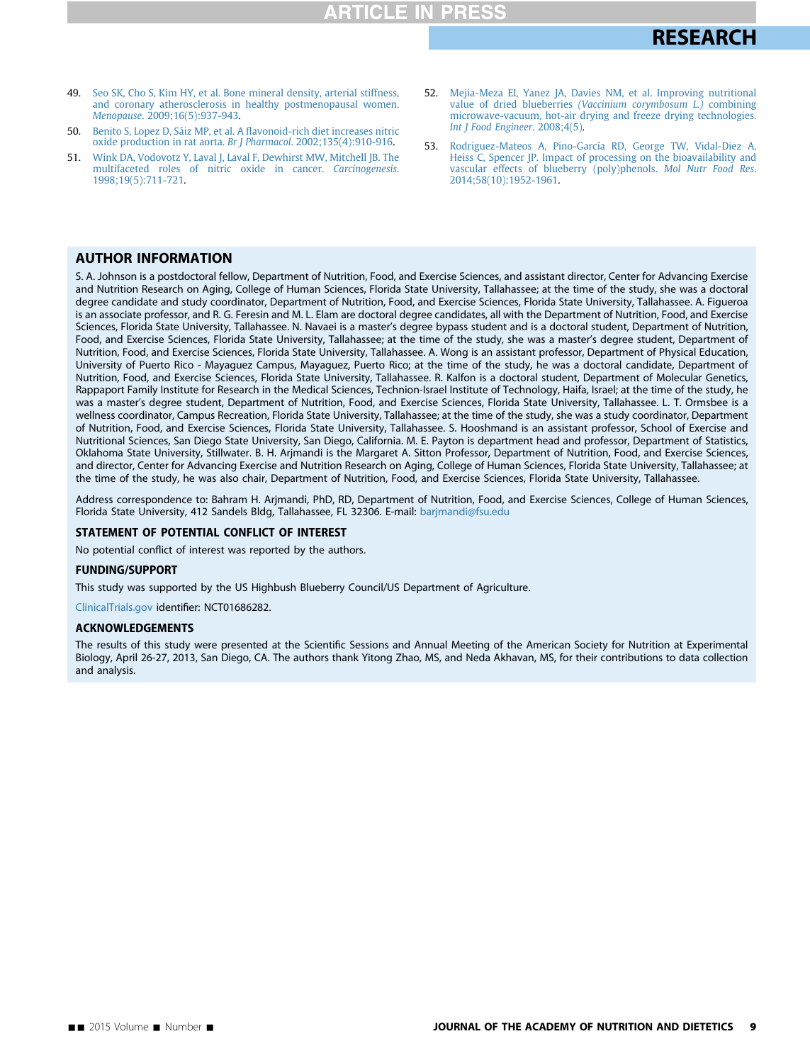49. Seo SK, Cho S, Kim HY, et al. Bone mineral density, arterial stiffness, and coronary atherosclerosis in healthy postmenopausal women. *Menopause*. 2009;16(5):937-943.
50. Benito S, Lopez D, Sáiz MP, et al. A flavonoid-rich diet increases nitric oxide production in rat aorta. *Br J Pharmacol*. 2002;135(4):910-916.
51. Wink DA, Vodovotz Y, Laval J, Laval F, Dewhirst MW, Mitchell JB. The multifaceted roles of nitric oxide in cancer. *Carcinogenesis*. 1998;19(5):711-721.
52. Mejia-Meza EI, Yanez JA, Davies NM, et al. Improving nutritional value of dried blueberries *(Vaccinium corymbosum L.)* combining microwave-vacuum, hot-air drying and freeze drying technologies. *Int J Food Engineer*. 2008;4(5).
53. Rodriguez-Mateos A, Pino-García RD, George TW, Vidal-Diez A, Heiss C, Spencer JP. Impact of processing on the bioavailability and vascular effects of blueberry (poly)phenols. *Mol Nutr Food Res*. 2014;58(10):1952-1961.

## AUTHOR INFORMATION

S. A. Johnson is a postdoctoral fellow, Department of Nutrition, Food, and Exercise Sciences, and assistant director, Center for Advancing Exercise and Nutrition Research on Aging, College of Human Sciences, Florida State University, Tallahassee; at the time of the study, she was a doctoral degree candidate and study coordinator, Department of Nutrition, Food, and Exercise Sciences, Florida State University, Tallahassee. A. Figueroa is an associate professor, and R. G. Feresin and M. L. Elam are doctoral degree candidates, all with the Department of Nutrition, Food, and Exercise Sciences, Florida State University, Tallahassee. N. Navaei is a master's degree bypass student and is a doctoral student, Department of Nutrition, Food, and Exercise Sciences, Florida State University, Tallahassee; at the time of the study, she was a master's degree student, Department of Nutrition, Food, and Exercise Sciences, Florida State University, Tallahassee. A. Wong is an assistant professor, Department of Physical Education, University of Puerto Rico - Mayaguez Campus, Mayaguez, Puerto Rico; at the time of the study, he was a doctoral candidate, Department of Nutrition, Food, and Exercise Sciences, Florida State University, Tallahassee. R. Kalfon is a doctoral student, Department of Molecular Genetics, Rappaport Family Institute for Research in the Medical Sciences, Technion-Israel Institute of Technology, Haifa, Israel; at the time of the study, he was a master's degree student, Department of Nutrition, Food, and Exercise Sciences, Florida State University, Tallahassee. L. T. Ormsbee is a wellness coordinator, Campus Recreation, Florida State University, Tallahassee; at the time of the study, she was a study coordinator, Department of Nutrition, Food, and Exercise Sciences, Florida State University, Tallahassee. S. Hooshmand is an assistant professor, School of Exercise and Nutritional Sciences, San Diego State University, San Diego, California. M. E. Payton is department head and professor, Department of Statistics, Oklahoma State University, Stillwater. B. H. Arjmandi is the Margaret A. Sitton Professor, Department of Nutrition, Food, and Exercise Sciences, and director, Center for Advancing Exercise and Nutrition Research on Aging, College of Human Sciences, Florida State University, Tallahassee; at the time of the study, he was also chair, Department of Nutrition, Food, and Exercise Sciences, Florida State University, Tallahassee.

Address correspondence to: Bahram H. Arjmandi, PhD, RD, Department of Nutrition, Food, and Exercise Sciences, College of Human Sciences, Florida State University, 412 Sandels Bldg, Tallahassee, FL 32306. E-mail: barjmandi@fsu.edu

### STATEMENT OF POTENTIAL CONFLICT OF INTEREST

No potential conflict of interest was reported by the authors.

### FUNDING/SUPPORT

This study was supported by the US Highbush Blueberry Council/US Department of Agriculture.

ClinicalTrials.gov identifier: NCT01686282.

### ACKNOWLEDGEMENTS

The results of this study were presented at the Scientific Sessions and Annual Meeting of the American Society for Nutrition at Experimental Biology, April 26-27, 2013, San Diego, CA. The authors thank Yitong Zhao, MS, and Neda Akhavan, MS, for their contributions to data collection and analysis.